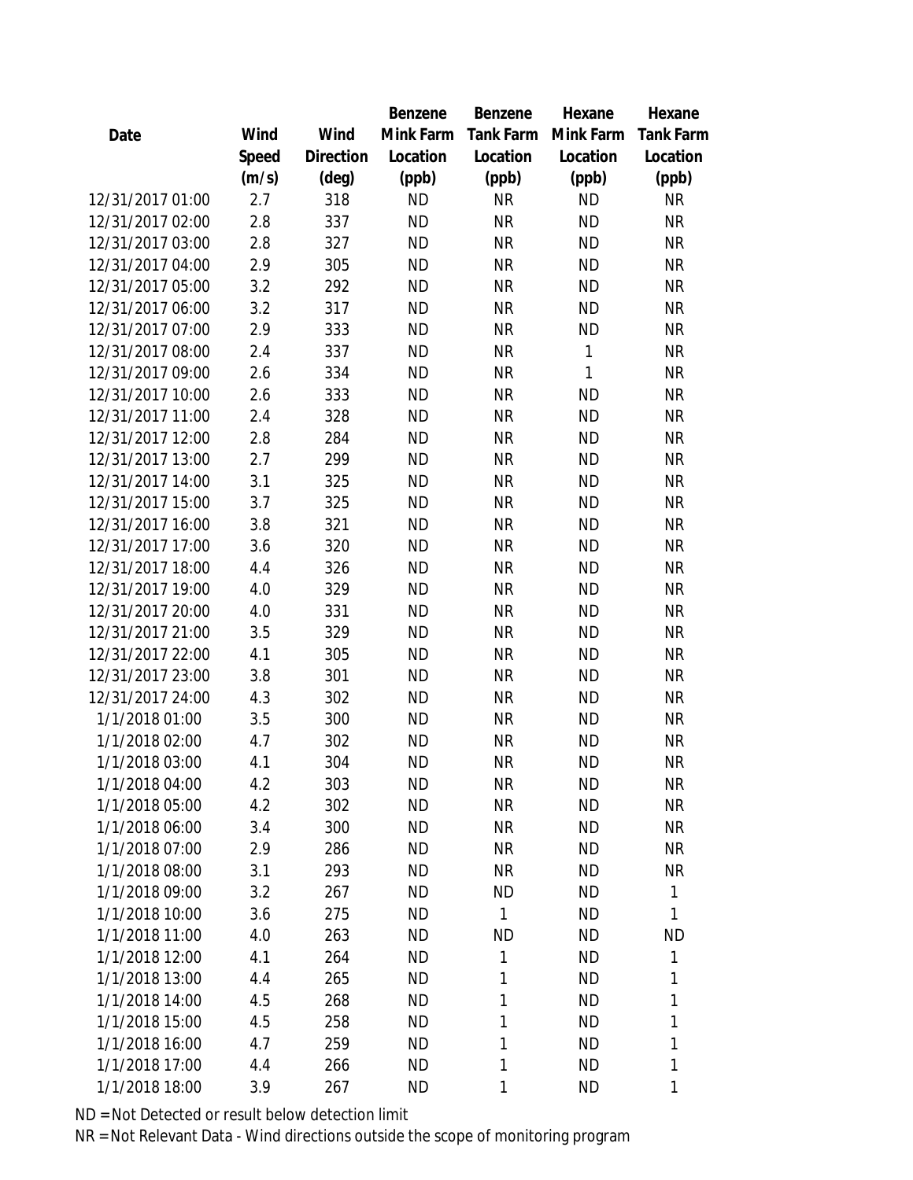| Date | Wind Speed (m/s) | Wind Direction (deg) | Benzene Mink Farm Location (ppb) | Benzene Tank Farm Location (ppb) | Hexane Mink Farm Location (ppb) | Hexane Tank Farm Location (ppb) |
|---|---|---|---|---|---|---|
| 12/31/2017 01:00 | 2.7 | 318 | ND | NR | ND | NR |
| 12/31/2017 02:00 | 2.8 | 337 | ND | NR | ND | NR |
| 12/31/2017 03:00 | 2.8 | 327 | ND | NR | ND | NR |
| 12/31/2017 04:00 | 2.9 | 305 | ND | NR | ND | NR |
| 12/31/2017 05:00 | 3.2 | 292 | ND | NR | ND | NR |
| 12/31/2017 06:00 | 3.2 | 317 | ND | NR | ND | NR |
| 12/31/2017 07:00 | 2.9 | 333 | ND | NR | ND | NR |
| 12/31/2017 08:00 | 2.4 | 337 | ND | NR | 1 | NR |
| 12/31/2017 09:00 | 2.6 | 334 | ND | NR | 1 | NR |
| 12/31/2017 10:00 | 2.6 | 333 | ND | NR | ND | NR |
| 12/31/2017 11:00 | 2.4 | 328 | ND | NR | ND | NR |
| 12/31/2017 12:00 | 2.8 | 284 | ND | NR | ND | NR |
| 12/31/2017 13:00 | 2.7 | 299 | ND | NR | ND | NR |
| 12/31/2017 14:00 | 3.1 | 325 | ND | NR | ND | NR |
| 12/31/2017 15:00 | 3.7 | 325 | ND | NR | ND | NR |
| 12/31/2017 16:00 | 3.8 | 321 | ND | NR | ND | NR |
| 12/31/2017 17:00 | 3.6 | 320 | ND | NR | ND | NR |
| 12/31/2017 18:00 | 4.4 | 326 | ND | NR | ND | NR |
| 12/31/2017 19:00 | 4.0 | 329 | ND | NR | ND | NR |
| 12/31/2017 20:00 | 4.0 | 331 | ND | NR | ND | NR |
| 12/31/2017 21:00 | 3.5 | 329 | ND | NR | ND | NR |
| 12/31/2017 22:00 | 4.1 | 305 | ND | NR | ND | NR |
| 12/31/2017 23:00 | 3.8 | 301 | ND | NR | ND | NR |
| 12/31/2017 24:00 | 4.3 | 302 | ND | NR | ND | NR |
| 1/1/2018 01:00 | 3.5 | 300 | ND | NR | ND | NR |
| 1/1/2018 02:00 | 4.7 | 302 | ND | NR | ND | NR |
| 1/1/2018 03:00 | 4.1 | 304 | ND | NR | ND | NR |
| 1/1/2018 04:00 | 4.2 | 303 | ND | NR | ND | NR |
| 1/1/2018 05:00 | 4.2 | 302 | ND | NR | ND | NR |
| 1/1/2018 06:00 | 3.4 | 300 | ND | NR | ND | NR |
| 1/1/2018 07:00 | 2.9 | 286 | ND | NR | ND | NR |
| 1/1/2018 08:00 | 3.1 | 293 | ND | NR | ND | NR |
| 1/1/2018 09:00 | 3.2 | 267 | ND | ND | ND | 1 |
| 1/1/2018 10:00 | 3.6 | 275 | ND | 1 | ND | 1 |
| 1/1/2018 11:00 | 4.0 | 263 | ND | ND | ND | ND |
| 1/1/2018 12:00 | 4.1 | 264 | ND | 1 | ND | 1 |
| 1/1/2018 13:00 | 4.4 | 265 | ND | 1 | ND | 1 |
| 1/1/2018 14:00 | 4.5 | 268 | ND | 1 | ND | 1 |
| 1/1/2018 15:00 | 4.5 | 258 | ND | 1 | ND | 1 |
| 1/1/2018 16:00 | 4.7 | 259 | ND | 1 | ND | 1 |
| 1/1/2018 17:00 | 4.4 | 266 | ND | 1 | ND | 1 |
| 1/1/2018 18:00 | 3.9 | 267 | ND | 1 | ND | 1 |

ND = Not Detected or result below detection limit

NR = Not Relevant Data - Wind directions outside the scope of monitoring program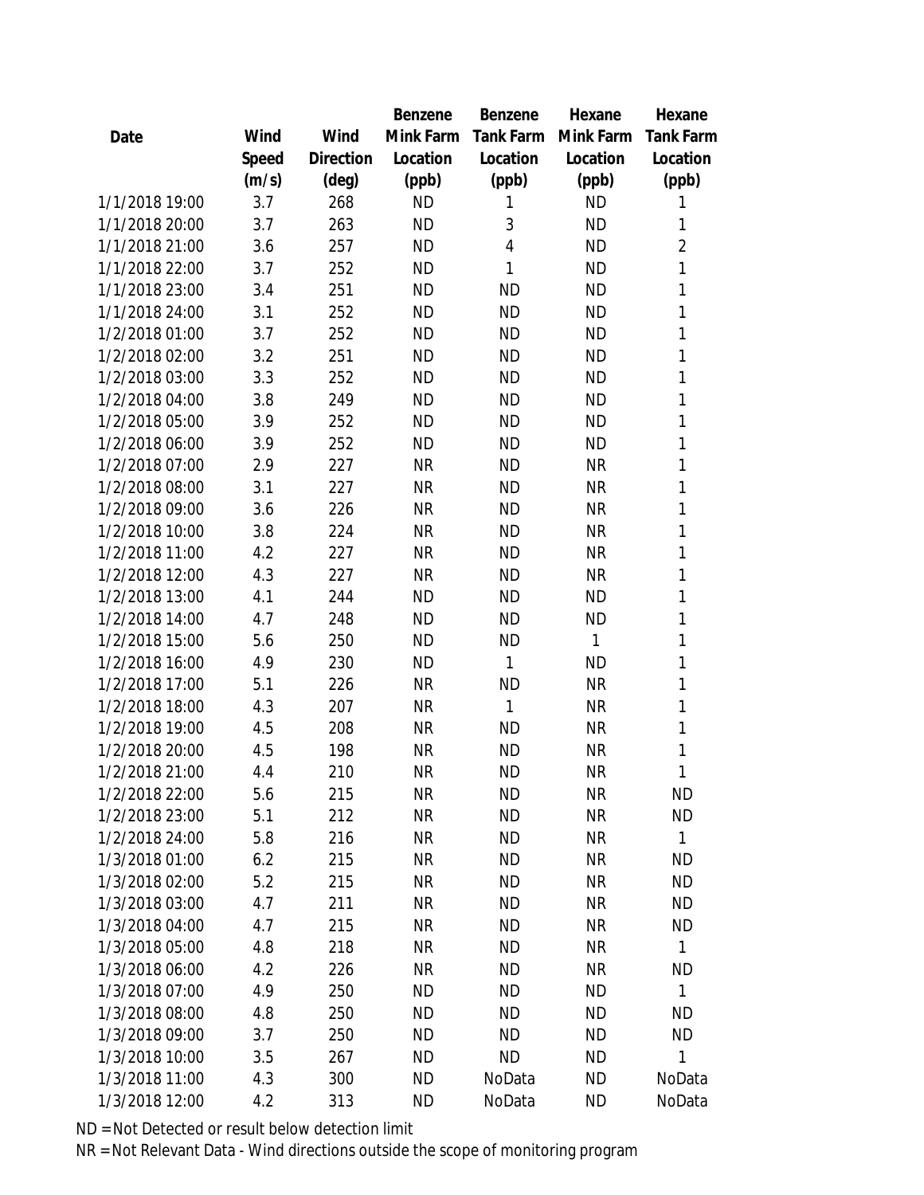| Date | Wind Speed (m/s) | Wind Direction (deg) | Benzene Mink Farm Location (ppb) | Benzene Tank Farm Location (ppb) | Hexane Mink Farm Location (ppb) | Hexane Tank Farm Location (ppb) |
|---|---|---|---|---|---|---|
| 1/1/2018 19:00 | 3.7 | 268 | ND | 1 | ND | 1 |
| 1/1/2018 20:00 | 3.7 | 263 | ND | 3 | ND | 1 |
| 1/1/2018 21:00 | 3.6 | 257 | ND | 4 | ND | 2 |
| 1/1/2018 22:00 | 3.7 | 252 | ND | 1 | ND | 1 |
| 1/1/2018 23:00 | 3.4 | 251 | ND | ND | ND | 1 |
| 1/1/2018 24:00 | 3.1 | 252 | ND | ND | ND | 1 |
| 1/2/2018 01:00 | 3.7 | 252 | ND | ND | ND | 1 |
| 1/2/2018 02:00 | 3.2 | 251 | ND | ND | ND | 1 |
| 1/2/2018 03:00 | 3.3 | 252 | ND | ND | ND | 1 |
| 1/2/2018 04:00 | 3.8 | 249 | ND | ND | ND | 1 |
| 1/2/2018 05:00 | 3.9 | 252 | ND | ND | ND | 1 |
| 1/2/2018 06:00 | 3.9 | 252 | ND | ND | ND | 1 |
| 1/2/2018 07:00 | 2.9 | 227 | NR | ND | NR | 1 |
| 1/2/2018 08:00 | 3.1 | 227 | NR | ND | NR | 1 |
| 1/2/2018 09:00 | 3.6 | 226 | NR | ND | NR | 1 |
| 1/2/2018 10:00 | 3.8 | 224 | NR | ND | NR | 1 |
| 1/2/2018 11:00 | 4.2 | 227 | NR | ND | NR | 1 |
| 1/2/2018 12:00 | 4.3 | 227 | NR | ND | NR | 1 |
| 1/2/2018 13:00 | 4.1 | 244 | ND | ND | ND | 1 |
| 1/2/2018 14:00 | 4.7 | 248 | ND | ND | ND | 1 |
| 1/2/2018 15:00 | 5.6 | 250 | ND | ND | 1 | 1 |
| 1/2/2018 16:00 | 4.9 | 230 | ND | 1 | ND | 1 |
| 1/2/2018 17:00 | 5.1 | 226 | NR | ND | NR | 1 |
| 1/2/2018 18:00 | 4.3 | 207 | NR | 1 | NR | 1 |
| 1/2/2018 19:00 | 4.5 | 208 | NR | ND | NR | 1 |
| 1/2/2018 20:00 | 4.5 | 198 | NR | ND | NR | 1 |
| 1/2/2018 21:00 | 4.4 | 210 | NR | ND | NR | 1 |
| 1/2/2018 22:00 | 5.6 | 215 | NR | ND | NR | ND |
| 1/2/2018 23:00 | 5.1 | 212 | NR | ND | NR | ND |
| 1/2/2018 24:00 | 5.8 | 216 | NR | ND | NR | 1 |
| 1/3/2018 01:00 | 6.2 | 215 | NR | ND | NR | ND |
| 1/3/2018 02:00 | 5.2 | 215 | NR | ND | NR | ND |
| 1/3/2018 03:00 | 4.7 | 211 | NR | ND | NR | ND |
| 1/3/2018 04:00 | 4.7 | 215 | NR | ND | NR | ND |
| 1/3/2018 05:00 | 4.8 | 218 | NR | ND | NR | 1 |
| 1/3/2018 06:00 | 4.2 | 226 | NR | ND | NR | ND |
| 1/3/2018 07:00 | 4.9 | 250 | ND | ND | ND | 1 |
| 1/3/2018 08:00 | 4.8 | 250 | ND | ND | ND | ND |
| 1/3/2018 09:00 | 3.7 | 250 | ND | ND | ND | ND |
| 1/3/2018 10:00 | 3.5 | 267 | ND | ND | ND | 1 |
| 1/3/2018 11:00 | 4.3 | 300 | ND | NoData | ND | NoData |
| 1/3/2018 12:00 | 4.2 | 313 | ND | NoData | ND | NoData |

ND = Not Detected or result below detection limit

NR = Not Relevant Data - Wind directions outside the scope of monitoring program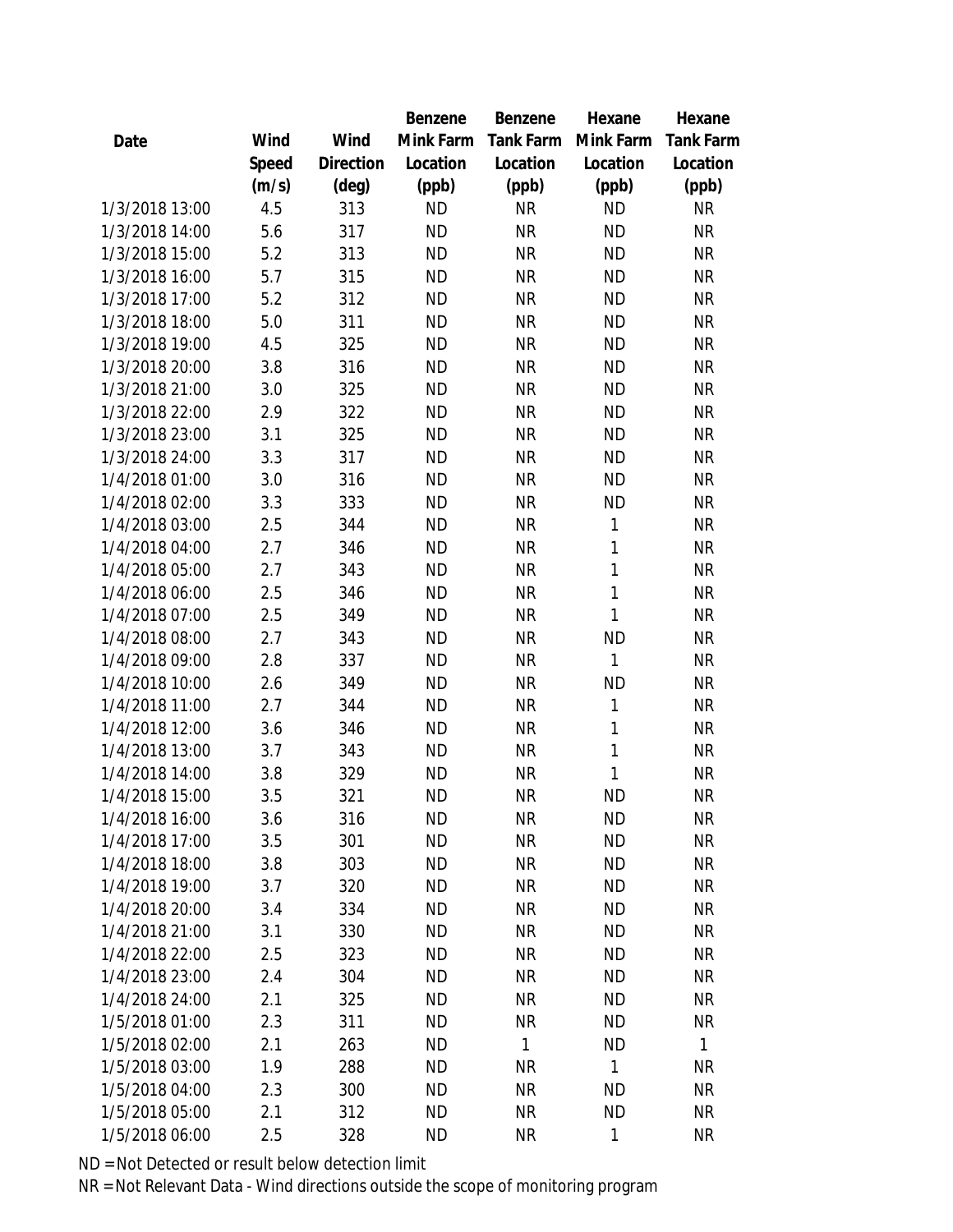| Date | Wind Speed (m/s) | Wind Direction (deg) | Benzene Mink Farm Location (ppb) | Benzene Tank Farm Location (ppb) | Hexane Mink Farm Location (ppb) | Hexane Tank Farm Location (ppb) |
|---|---|---|---|---|---|---|
| 1/3/2018 13:00 | 4.5 | 313 | ND | NR | ND | NR |
| 1/3/2018 14:00 | 5.6 | 317 | ND | NR | ND | NR |
| 1/3/2018 15:00 | 5.2 | 313 | ND | NR | ND | NR |
| 1/3/2018 16:00 | 5.7 | 315 | ND | NR | ND | NR |
| 1/3/2018 17:00 | 5.2 | 312 | ND | NR | ND | NR |
| 1/3/2018 18:00 | 5.0 | 311 | ND | NR | ND | NR |
| 1/3/2018 19:00 | 4.5 | 325 | ND | NR | ND | NR |
| 1/3/2018 20:00 | 3.8 | 316 | ND | NR | ND | NR |
| 1/3/2018 21:00 | 3.0 | 325 | ND | NR | ND | NR |
| 1/3/2018 22:00 | 2.9 | 322 | ND | NR | ND | NR |
| 1/3/2018 23:00 | 3.1 | 325 | ND | NR | ND | NR |
| 1/3/2018 24:00 | 3.3 | 317 | ND | NR | ND | NR |
| 1/4/2018 01:00 | 3.0 | 316 | ND | NR | ND | NR |
| 1/4/2018 02:00 | 3.3 | 333 | ND | NR | ND | NR |
| 1/4/2018 03:00 | 2.5 | 344 | ND | NR | 1 | NR |
| 1/4/2018 04:00 | 2.7 | 346 | ND | NR | 1 | NR |
| 1/4/2018 05:00 | 2.7 | 343 | ND | NR | 1 | NR |
| 1/4/2018 06:00 | 2.5 | 346 | ND | NR | 1 | NR |
| 1/4/2018 07:00 | 2.5 | 349 | ND | NR | 1 | NR |
| 1/4/2018 08:00 | 2.7 | 343 | ND | NR | ND | NR |
| 1/4/2018 09:00 | 2.8 | 337 | ND | NR | 1 | NR |
| 1/4/2018 10:00 | 2.6 | 349 | ND | NR | ND | NR |
| 1/4/2018 11:00 | 2.7 | 344 | ND | NR | 1 | NR |
| 1/4/2018 12:00 | 3.6 | 346 | ND | NR | 1 | NR |
| 1/4/2018 13:00 | 3.7 | 343 | ND | NR | 1 | NR |
| 1/4/2018 14:00 | 3.8 | 329 | ND | NR | 1 | NR |
| 1/4/2018 15:00 | 3.5 | 321 | ND | NR | ND | NR |
| 1/4/2018 16:00 | 3.6 | 316 | ND | NR | ND | NR |
| 1/4/2018 17:00 | 3.5 | 301 | ND | NR | ND | NR |
| 1/4/2018 18:00 | 3.8 | 303 | ND | NR | ND | NR |
| 1/4/2018 19:00 | 3.7 | 320 | ND | NR | ND | NR |
| 1/4/2018 20:00 | 3.4 | 334 | ND | NR | ND | NR |
| 1/4/2018 21:00 | 3.1 | 330 | ND | NR | ND | NR |
| 1/4/2018 22:00 | 2.5 | 323 | ND | NR | ND | NR |
| 1/4/2018 23:00 | 2.4 | 304 | ND | NR | ND | NR |
| 1/4/2018 24:00 | 2.1 | 325 | ND | NR | ND | NR |
| 1/5/2018 01:00 | 2.3 | 311 | ND | NR | ND | NR |
| 1/5/2018 02:00 | 2.1 | 263 | ND | 1 | ND | 1 |
| 1/5/2018 03:00 | 1.9 | 288 | ND | NR | 1 | NR |
| 1/5/2018 04:00 | 2.3 | 300 | ND | NR | ND | NR |
| 1/5/2018 05:00 | 2.1 | 312 | ND | NR | ND | NR |
| 1/5/2018 06:00 | 2.5 | 328 | ND | NR | 1 | NR |

ND = Not Detected or result below detection limit

NR = Not Relevant Data - Wind directions outside the scope of monitoring program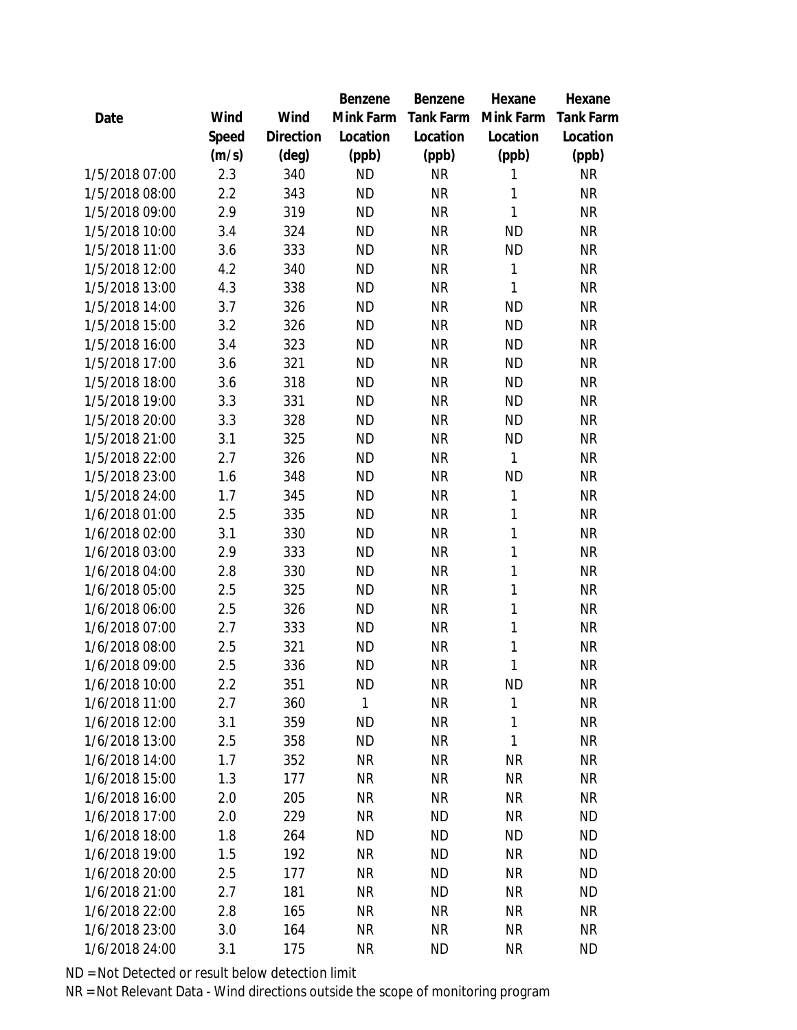| Date | Wind Speed (m/s) | Wind Direction (deg) | Benzene Mink Farm Location (ppb) | Benzene Tank Farm Location (ppb) | Hexane Mink Farm Location (ppb) | Hexane Tank Farm Location (ppb) |
|---|---|---|---|---|---|---|
| 1/5/2018 07:00 | 2.3 | 340 | ND | NR | 1 | NR |
| 1/5/2018 08:00 | 2.2 | 343 | ND | NR | 1 | NR |
| 1/5/2018 09:00 | 2.9 | 319 | ND | NR | 1 | NR |
| 1/5/2018 10:00 | 3.4 | 324 | ND | NR | ND | NR |
| 1/5/2018 11:00 | 3.6 | 333 | ND | NR | ND | NR |
| 1/5/2018 12:00 | 4.2 | 340 | ND | NR | 1 | NR |
| 1/5/2018 13:00 | 4.3 | 338 | ND | NR | 1 | NR |
| 1/5/2018 14:00 | 3.7 | 326 | ND | NR | ND | NR |
| 1/5/2018 15:00 | 3.2 | 326 | ND | NR | ND | NR |
| 1/5/2018 16:00 | 3.4 | 323 | ND | NR | ND | NR |
| 1/5/2018 17:00 | 3.6 | 321 | ND | NR | ND | NR |
| 1/5/2018 18:00 | 3.6 | 318 | ND | NR | ND | NR |
| 1/5/2018 19:00 | 3.3 | 331 | ND | NR | ND | NR |
| 1/5/2018 20:00 | 3.3 | 328 | ND | NR | ND | NR |
| 1/5/2018 21:00 | 3.1 | 325 | ND | NR | ND | NR |
| 1/5/2018 22:00 | 2.7 | 326 | ND | NR | 1 | NR |
| 1/5/2018 23:00 | 1.6 | 348 | ND | NR | ND | NR |
| 1/5/2018 24:00 | 1.7 | 345 | ND | NR | 1 | NR |
| 1/6/2018 01:00 | 2.5 | 335 | ND | NR | 1 | NR |
| 1/6/2018 02:00 | 3.1 | 330 | ND | NR | 1 | NR |
| 1/6/2018 03:00 | 2.9 | 333 | ND | NR | 1 | NR |
| 1/6/2018 04:00 | 2.8 | 330 | ND | NR | 1 | NR |
| 1/6/2018 05:00 | 2.5 | 325 | ND | NR | 1 | NR |
| 1/6/2018 06:00 | 2.5 | 326 | ND | NR | 1 | NR |
| 1/6/2018 07:00 | 2.7 | 333 | ND | NR | 1 | NR |
| 1/6/2018 08:00 | 2.5 | 321 | ND | NR | 1 | NR |
| 1/6/2018 09:00 | 2.5 | 336 | ND | NR | 1 | NR |
| 1/6/2018 10:00 | 2.2 | 351 | ND | NR | ND | NR |
| 1/6/2018 11:00 | 2.7 | 360 | 1 | NR | 1 | NR |
| 1/6/2018 12:00 | 3.1 | 359 | ND | NR | 1 | NR |
| 1/6/2018 13:00 | 2.5 | 358 | ND | NR | 1 | NR |
| 1/6/2018 14:00 | 1.7 | 352 | NR | NR | NR | NR |
| 1/6/2018 15:00 | 1.3 | 177 | NR | NR | NR | NR |
| 1/6/2018 16:00 | 2.0 | 205 | NR | NR | NR | NR |
| 1/6/2018 17:00 | 2.0 | 229 | NR | ND | NR | ND |
| 1/6/2018 18:00 | 1.8 | 264 | ND | ND | ND | ND |
| 1/6/2018 19:00 | 1.5 | 192 | NR | ND | NR | ND |
| 1/6/2018 20:00 | 2.5 | 177 | NR | ND | NR | ND |
| 1/6/2018 21:00 | 2.7 | 181 | NR | ND | NR | ND |
| 1/6/2018 22:00 | 2.8 | 165 | NR | NR | NR | NR |
| 1/6/2018 23:00 | 3.0 | 164 | NR | NR | NR | NR |
| 1/6/2018 24:00 | 3.1 | 175 | NR | ND | NR | ND |

ND = Not Detected or result below detection limit

NR = Not Relevant Data - Wind directions outside the scope of monitoring program